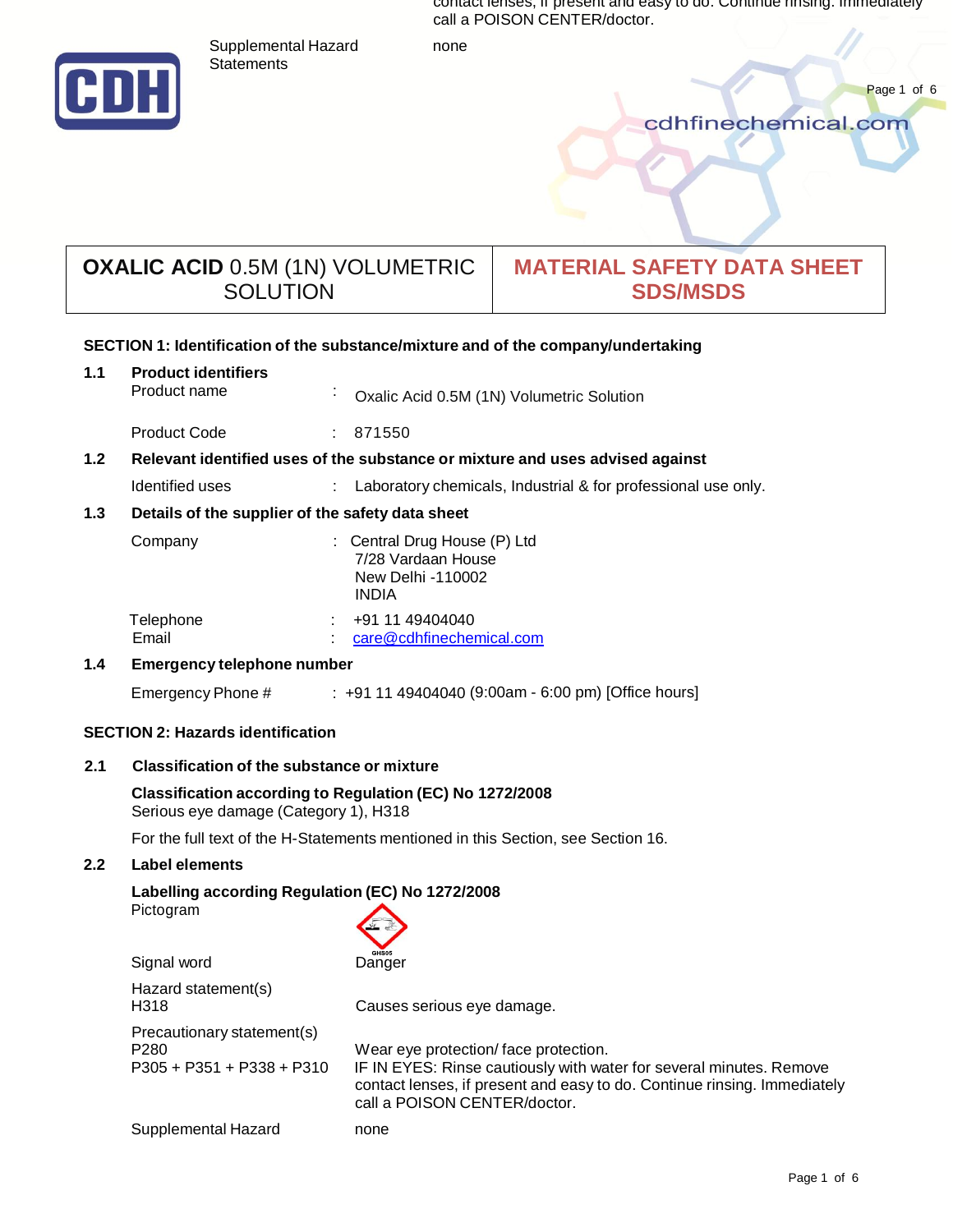# OXALIC ACID 0.5M (1N) VOLUMETRIC SOLUTION

# MATERIAL SAFETY DATA SHEET SDS/MSDS

## SECTION 1: Identification of the substance/mixture and of the company/undertaking

### 1.1 Product identifiers

Product name : Oxalic Acid 0.5M (1N) Volumetric Solution

Product Code : 871550

### 1.2 Relevant identified uses of the substance or mixture and uses advised against

Identified uses : Laboratory chemicals, Industrial & for professional use only.

### 1.3 Details of the supplier of the safety data sheet

Company : Central Drug House (P) Ltd
7/28 Vardaan House
New Delhi -110002
INDIA

Telephone : +91 11 49404040
Email : care@cdhfinechemical.com

### 1.4 Emergency telephone number

Emergency Phone # : +91 11 49404040 (9:00am - 6:00 pm) [Office hours]

## SECTION 2: Hazards identification

### 2.1 Classification of the substance or mixture

**Classification according to Regulation (EC) No 1272/2008**
Serious eye damage (Category 1), H318

For the full text of the H-Statements mentioned in this Section, see Section 16.

### 2.2 Label elements

**Labelling according Regulation (EC) No 1272/2008**

Pictogram: GHS05

Signal word: Danger

Hazard statement(s)
H318: Causes serious eye damage.

Precautionary statement(s)
P280: Wear eye protection/ face protection.
P305 + P351 + P338 + P310: IF IN EYES: Rinse cautiously with water for several minutes. Remove contact lenses, if present and easy to do. Continue rinsing. Immediately call a POISON CENTER/doctor.

Supplemental Hazard Statements: none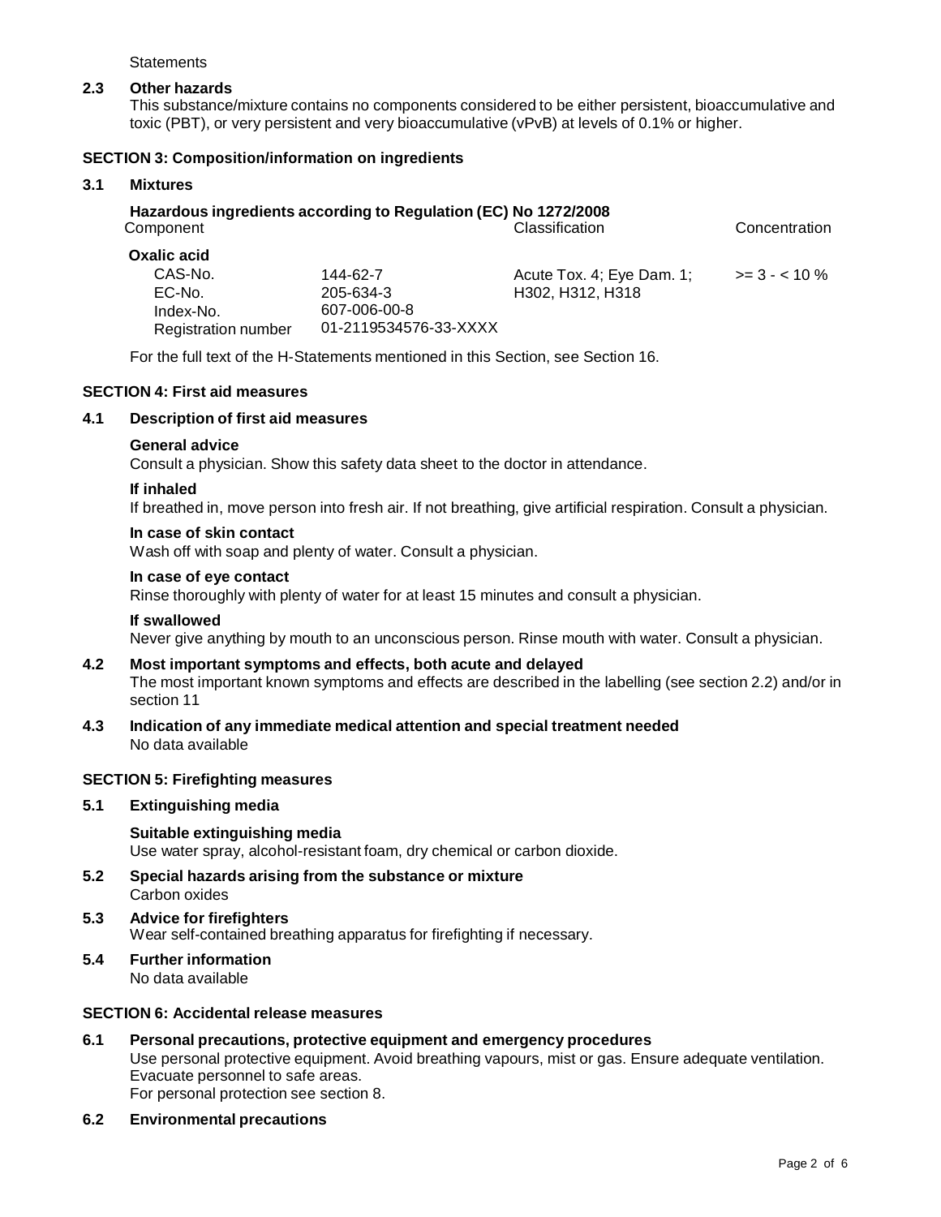Statements

### 2.3 Other hazards

This substance/mixture contains no components considered to be either persistent, bioaccumulative and toxic (PBT), or very persistent and very bioaccumulative (vPvB) at levels of 0.1% or higher.

## SECTION 3: Composition/information on ingredients

### 3.1 Mixtures

**Hazardous ingredients according to Regulation (EC) No 1272/2008**

| Component | | Classification | Concentration |
|---|---|---|---|
| **Oxalic acid** | | | |
| CAS-No. | 144-62-7 | Acute Tox. 4; Eye Dam. 1; | >= 3 - < 10 % |
| EC-No. | 205-634-3 | H302, H312, H318 | |
| Index-No. | 607-006-00-8 | | |
| Registration number | 01-2119534576-33-XXXX | | |

For the full text of the H-Statements mentioned in this Section, see Section 16.

## SECTION 4: First aid measures

### 4.1 Description of first aid measures

**General advice**

Consult a physician. Show this safety data sheet to the doctor in attendance.

**If inhaled**

If breathed in, move person into fresh air. If not breathing, give artificial respiration. Consult a physician.

**In case of skin contact**

Wash off with soap and plenty of water. Consult a physician.

**In case of eye contact**

Rinse thoroughly with plenty of water for at least 15 minutes and consult a physician.

**If swallowed**

Never give anything by mouth to an unconscious person. Rinse mouth with water. Consult a physician.

### 4.2 Most important symptoms and effects, both acute and delayed

The most important known symptoms and effects are described in the labelling (see section 2.2) and/or in section 11

### 4.3 Indication of any immediate medical attention and special treatment needed

No data available

## SECTION 5: Firefighting measures

### 5.1 Extinguishing media

**Suitable extinguishing media**

Use water spray, alcohol-resistant foam, dry chemical or carbon dioxide.

### 5.2 Special hazards arising from the substance or mixture

Carbon oxides

### 5.3 Advice for firefighters

Wear self-contained breathing apparatus for firefighting if necessary.

### 5.4 Further information

No data available

## SECTION 6: Accidental release measures

### 6.1 Personal precautions, protective equipment and emergency procedures

Use personal protective equipment. Avoid breathing vapours, mist or gas. Ensure adequate ventilation. Evacuate personnel to safe areas.
For personal protection see section 8.

### 6.2 Environmental precautions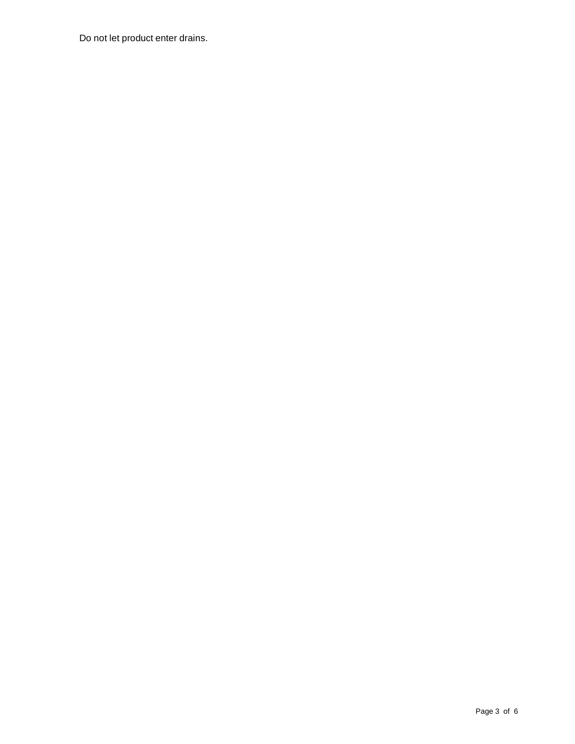Do not let product enter drains.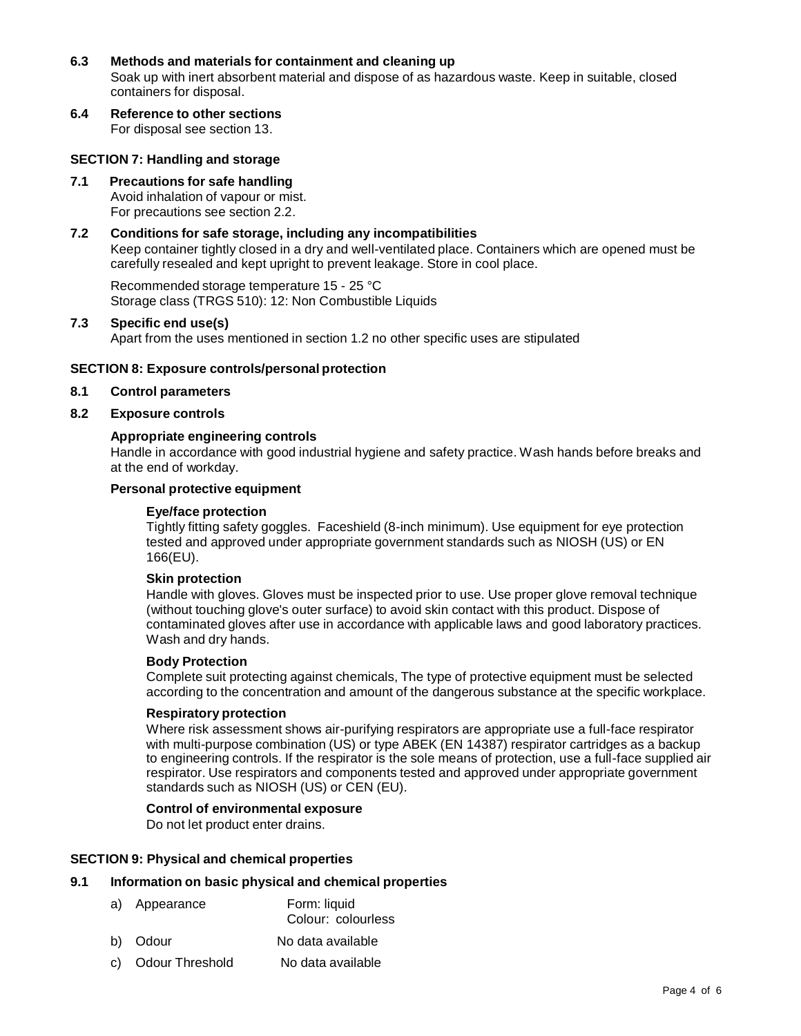## 6.3 Methods and materials for containment and cleaning up

Soak up with inert absorbent material and dispose of as hazardous waste. Keep in suitable, closed containers for disposal.

## 6.4 Reference to other sections

For disposal see section 13.

# SECTION 7: Handling and storage

## 7.1 Precautions for safe handling

Avoid inhalation of vapour or mist.
For precautions see section 2.2.

## 7.2 Conditions for safe storage, including any incompatibilities

Keep container tightly closed in a dry and well-ventilated place. Containers which are opened must be carefully resealed and kept upright to prevent leakage. Store in cool place.

Recommended storage temperature 15 - 25 °C
Storage class (TRGS 510): 12: Non Combustible Liquids

## 7.3 Specific end use(s)

Apart from the uses mentioned in section 1.2 no other specific uses are stipulated

# SECTION 8: Exposure controls/personal protection

## 8.1 Control parameters

## 8.2 Exposure controls

### Appropriate engineering controls

Handle in accordance with good industrial hygiene and safety practice. Wash hands before breaks and at the end of workday.

### Personal protective equipment

**Eye/face protection**

Tightly fitting safety goggles. Faceshield (8-inch minimum). Use equipment for eye protection tested and approved under appropriate government standards such as NIOSH (US) or EN 166(EU).

**Skin protection**

Handle with gloves. Gloves must be inspected prior to use. Use proper glove removal technique (without touching glove's outer surface) to avoid skin contact with this product. Dispose of contaminated gloves after use in accordance with applicable laws and good laboratory practices. Wash and dry hands.

**Body Protection**

Complete suit protecting against chemicals, The type of protective equipment must be selected according to the concentration and amount of the dangerous substance at the specific workplace.

**Respiratory protection**

Where risk assessment shows air-purifying respirators are appropriate use a full-face respirator with multi-purpose combination (US) or type ABEK (EN 14387) respirator cartridges as a backup to engineering controls. If the respirator is the sole means of protection, use a full-face supplied air respirator. Use respirators and components tested and approved under appropriate government standards such as NIOSH (US) or CEN (EU).

**Control of environmental exposure**

Do not let product enter drains.

# SECTION 9: Physical and chemical properties

## 9.1 Information on basic physical and chemical properties

a) Appearance — Form: liquid; Colour: colourless

b) Odour — No data available

c) Odour Threshold — No data available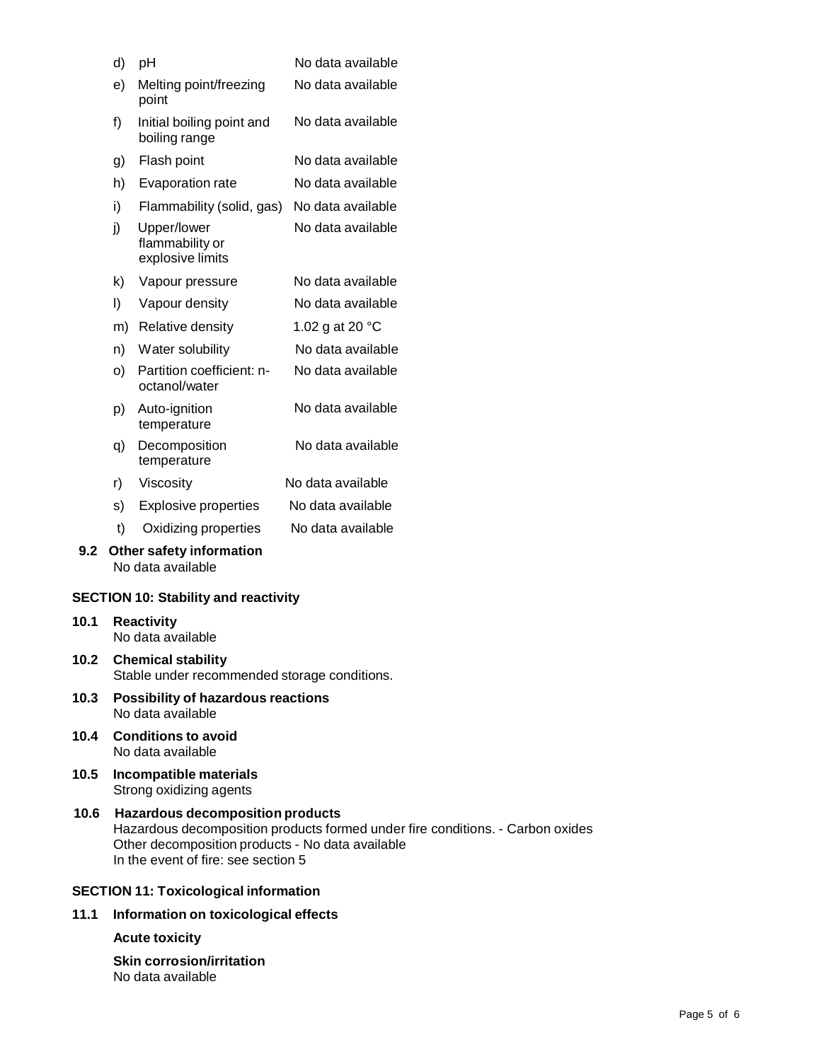| | | |
|---|---|---|
| d) | pH | No data available |
| e) | Melting point/freezing point | No data available |
| f) | Initial boiling point and boiling range | No data available |
| g) | Flash point | No data available |
| h) | Evaporation rate | No data available |
| i) | Flammability (solid, gas) | No data available |
| j) | Upper/lower flammability or explosive limits | No data available |
| k) | Vapour pressure | No data available |
| l) | Vapour density | No data available |
| m) | Relative density | 1.02 g at 20 °C |
| n) | Water solubility | No data available |
| o) | Partition coefficient: n-octanol/water | No data available |
| p) | Auto-ignition temperature | No data available |
| q) | Decomposition temperature | No data available |
| r) | Viscosity | No data available |
| s) | Explosive properties | No data available |
| t) | Oxidizing properties | No data available |

**9.2 Other safety information**

No data available

## SECTION 10: Stability and reactivity

**10.1 Reactivity**

No data available

**10.2 Chemical stability**

Stable under recommended storage conditions.

**10.3 Possibility of hazardous reactions**

No data available

**10.4 Conditions to avoid**

No data available

**10.5 Incompatible materials**

Strong oxidizing agents

**10.6 Hazardous decomposition products**

Hazardous decomposition products formed under fire conditions. - Carbon oxides
Other decomposition products - No data available
In the event of fire: see section 5

## SECTION 11: Toxicological information

**11.1 Information on toxicological effects**

**Acute toxicity**

**Skin corrosion/irritation**

No data available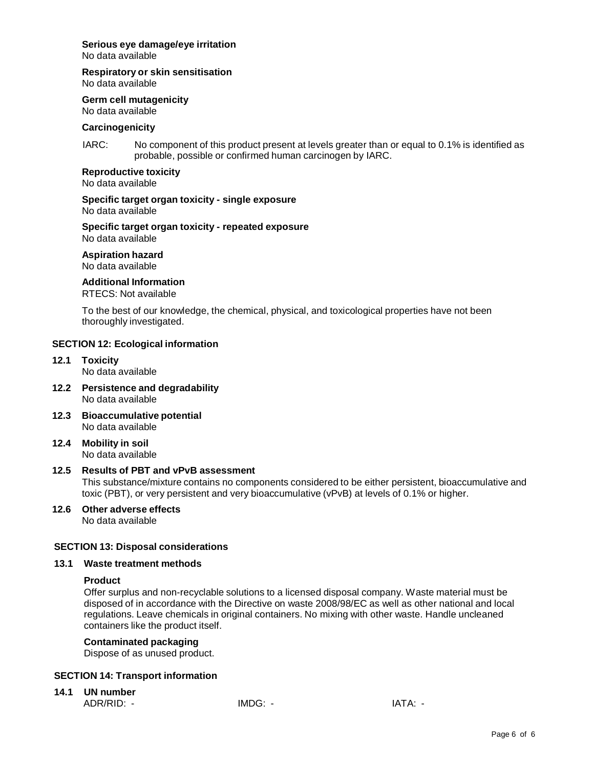**Serious eye damage/eye irritation**
No data available

**Respiratory or skin sensitisation**
No data available

**Germ cell mutagenicity**
No data available

**Carcinogenicity**

IARC: No component of this product present at levels greater than or equal to 0.1% is identified as probable, possible or confirmed human carcinogen by IARC.

**Reproductive toxicity**
No data available

**Specific target organ toxicity - single exposure**
No data available

**Specific target organ toxicity - repeated exposure**
No data available

**Aspiration hazard**
No data available

**Additional Information**
RTECS: Not available

To the best of our knowledge, the chemical, physical, and toxicological properties have not been thoroughly investigated.

## SECTION 12: Ecological information

**12.1 Toxicity**
No data available

**12.2 Persistence and degradability**
No data available

**12.3 Bioaccumulative potential**
No data available

**12.4 Mobility in soil**
No data available

**12.5 Results of PBT and vPvB assessment**
This substance/mixture contains no components considered to be either persistent, bioaccumulative and toxic (PBT), or very persistent and very bioaccumulative (vPvB) at levels of 0.1% or higher.

**12.6 Other adverse effects**
No data available

## SECTION 13: Disposal considerations

**13.1 Waste treatment methods**

**Product**
Offer surplus and non-recyclable solutions to a licensed disposal company. Waste material must be disposed of in accordance with the Directive on waste 2008/98/EC as well as other national and local regulations. Leave chemicals in original containers. No mixing with other waste. Handle uncleaned containers like the product itself.

**Contaminated packaging**
Dispose of as unused product.

## SECTION 14: Transport information

**14.1 UN number**
ADR/RID: - IMDG: - IATA: -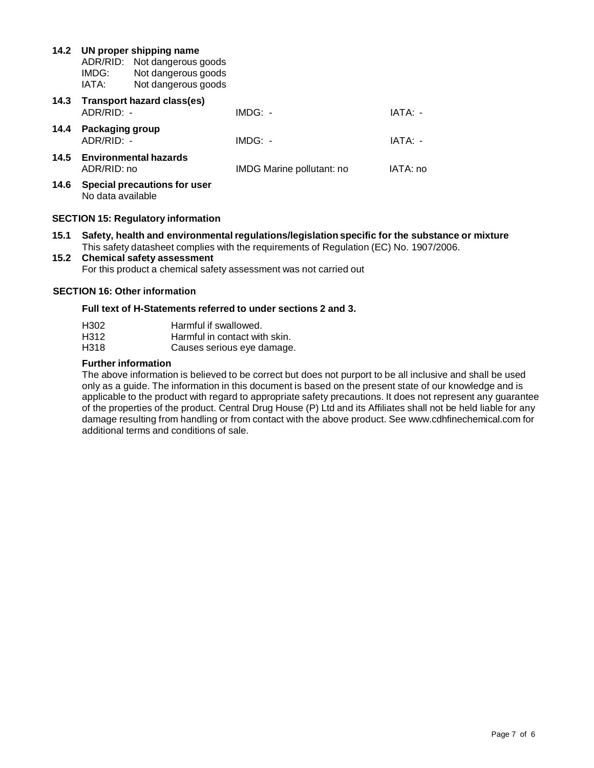**14.2 UN proper shipping name**

ADR/RID: Not dangerous goods
IMDG: Not dangerous goods
IATA: Not dangerous goods

**14.3 Transport hazard class(es)**

| | | |
|---|---|---|
| ADR/RID: - | IMDG: - | IATA: - |

**14.4 Packaging group**

| | | |
|---|---|---|
| ADR/RID: - | IMDG: - | IATA: - |

**14.5 Environmental hazards**

| | | |
|---|---|---|
| ADR/RID: no | IMDG Marine pollutant: no | IATA: no |

**14.6 Special precautions for user**

No data available

## SECTION 15: Regulatory information

**15.1 Safety, health and environmental regulations/legislation specific for the substance or mixture**

This safety datasheet complies with the requirements of Regulation (EC) No. 1907/2006.

**15.2 Chemical safety assessment**

For this product a chemical safety assessment was not carried out

## SECTION 16: Other information

**Full text of H-Statements referred to under sections 2 and 3.**

| | |
|---|---|
| H302 | Harmful if swallowed. |
| H312 | Harmful in contact with skin. |
| H318 | Causes serious eye damage. |

**Further information**

The above information is believed to be correct but does not purport to be all inclusive and shall be used only as a guide. The information in this document is based on the present state of our knowledge and is applicable to the product with regard to appropriate safety precautions. It does not represent any guarantee of the properties of the product. Central Drug House (P) Ltd and its Affiliates shall not be held liable for any damage resulting from handling or from contact with the above product. See www.cdhfinechemical.com for additional terms and conditions of sale.